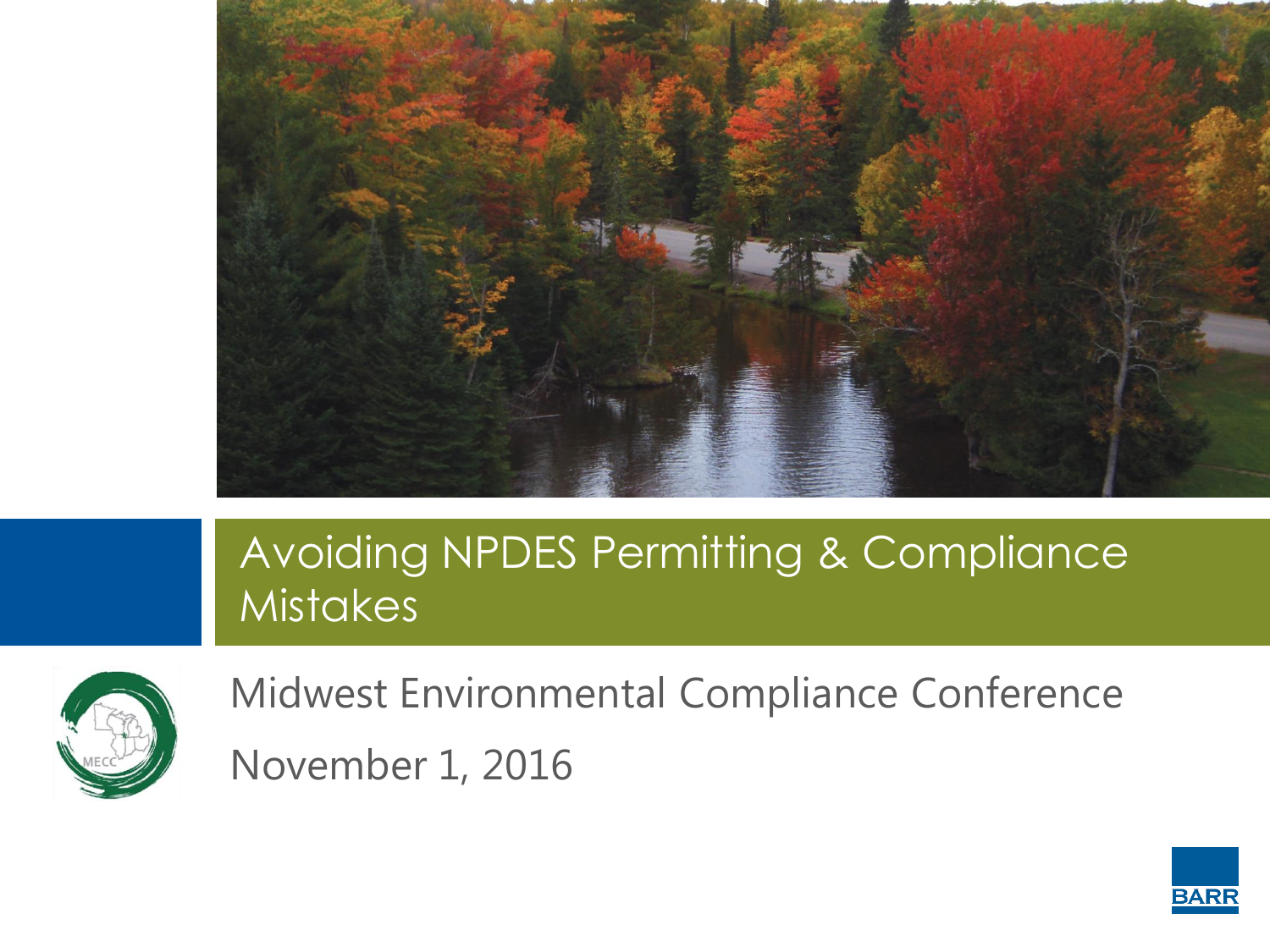# Avoiding NPDES Permitting & Compliance Mistakes

Midwest Environmental Compliance Conference

November 1, 2016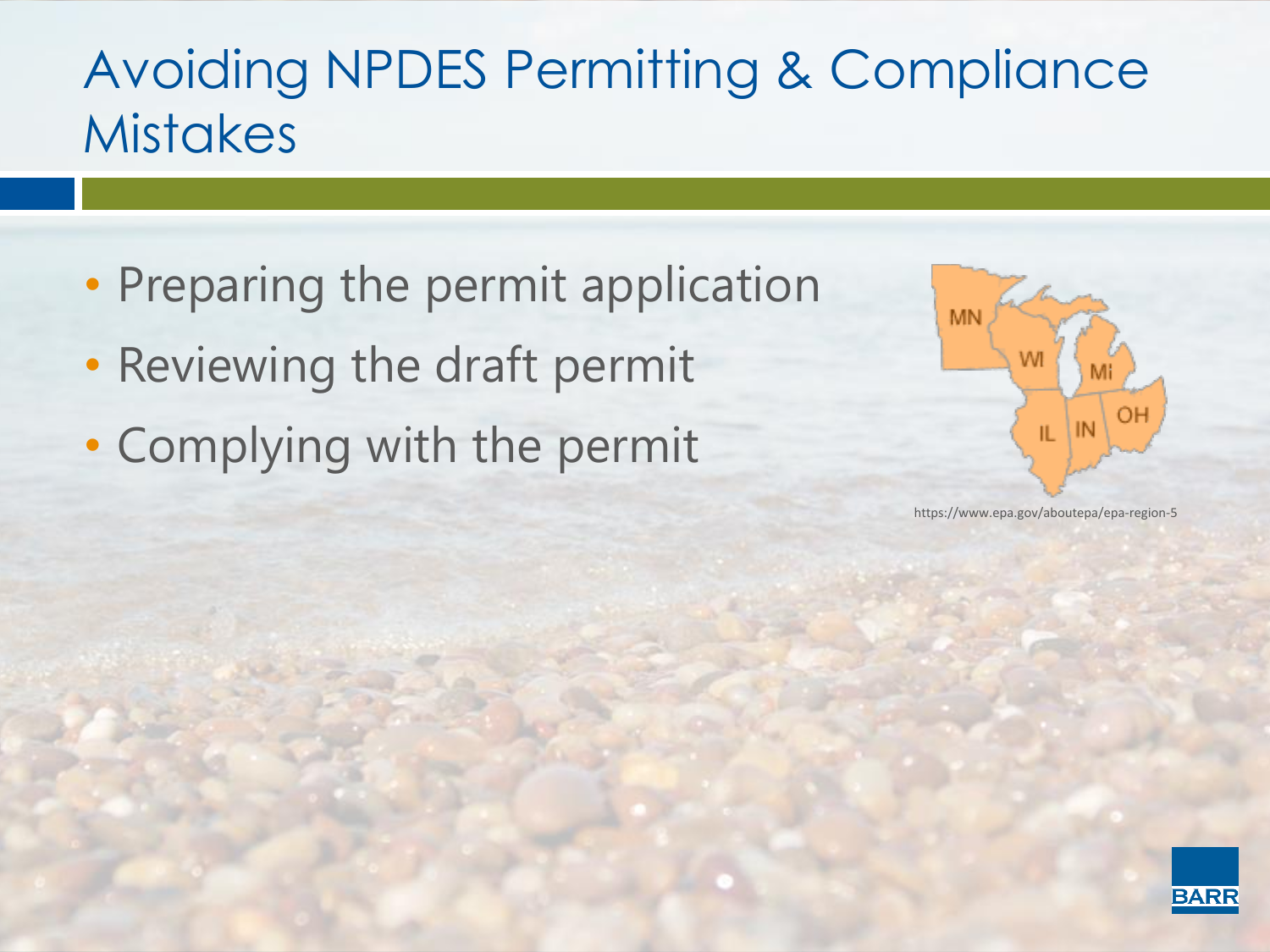# Avoiding NPDES Permitting & Compliance Mistakes

- Preparing the permit application
- Reviewing the draft permit
- Complying with the permit

https://www.epa.gov/aboutepa/epa-region-5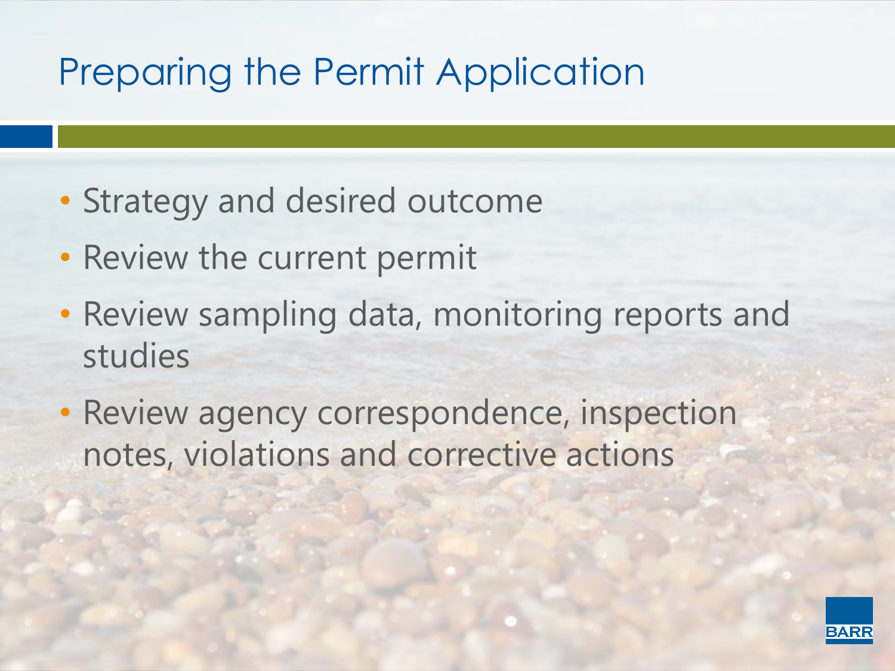# Preparing the Permit Application

- Strategy and desired outcome
- Review the current permit
- Review sampling data, monitoring reports and studies
- Review agency correspondence, inspection notes, violations and corrective actions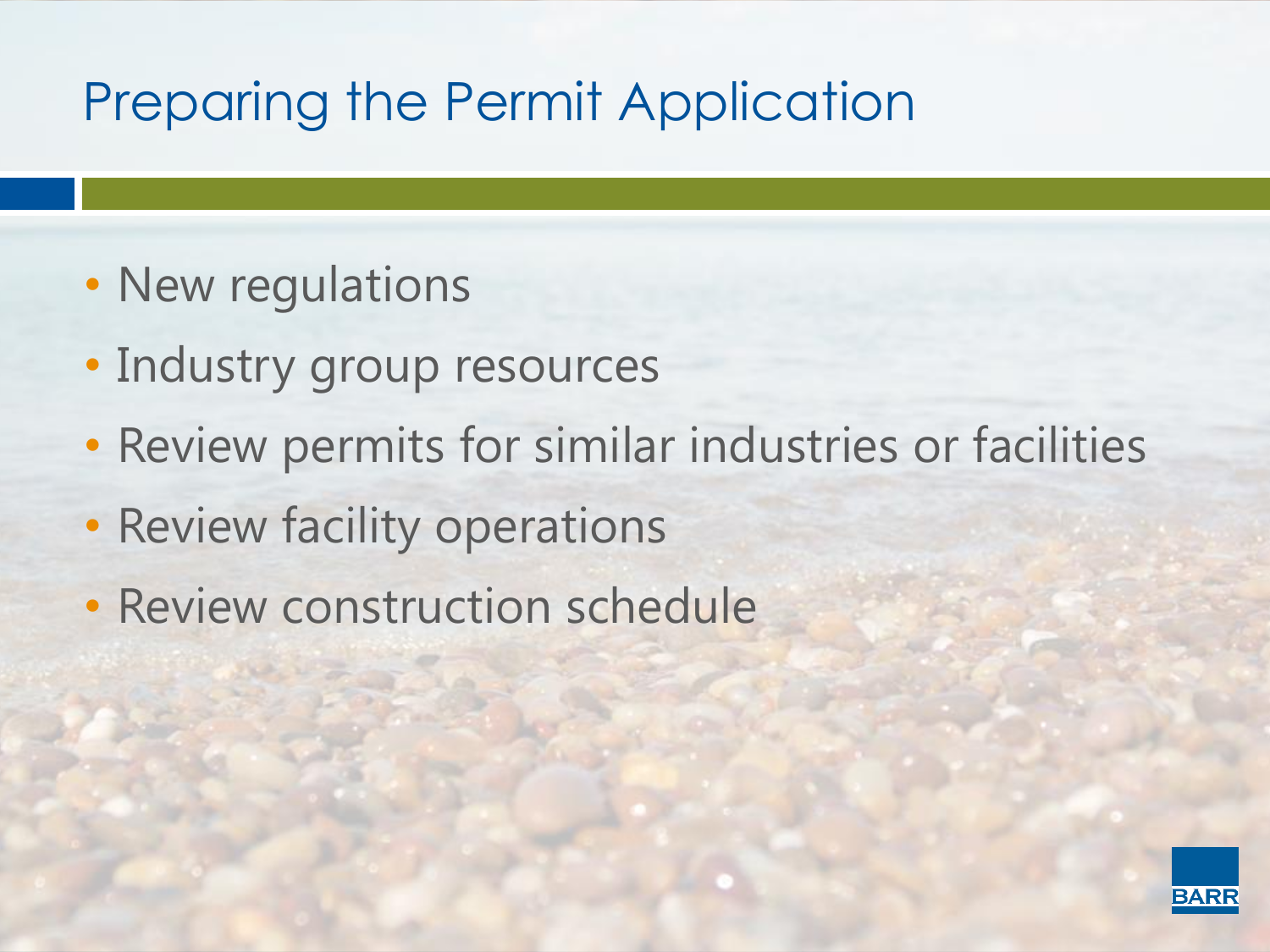# Preparing the Permit Application

- New regulations
- Industry group resources
- Review permits for similar industries or facilities
- Review facility operations
- Review construction schedule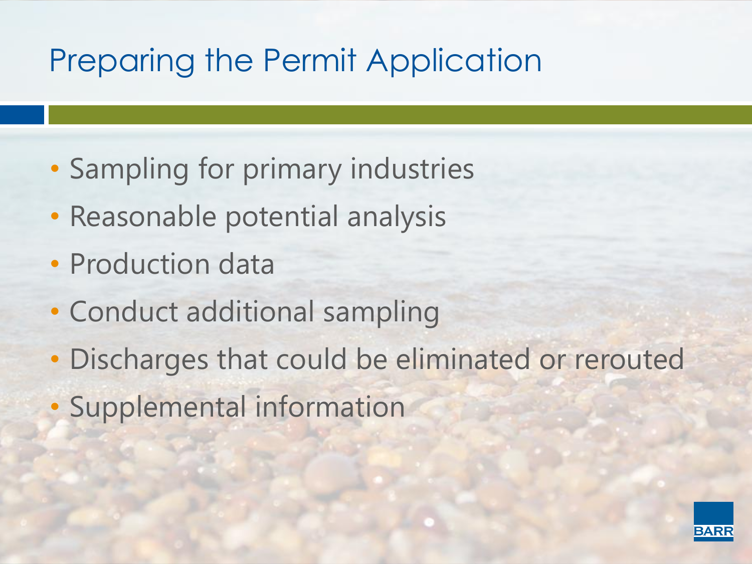# Preparing the Permit Application

- Sampling for primary industries
- Reasonable potential analysis
- Production data
- Conduct additional sampling
- Discharges that could be eliminated or rerouted
- Supplemental information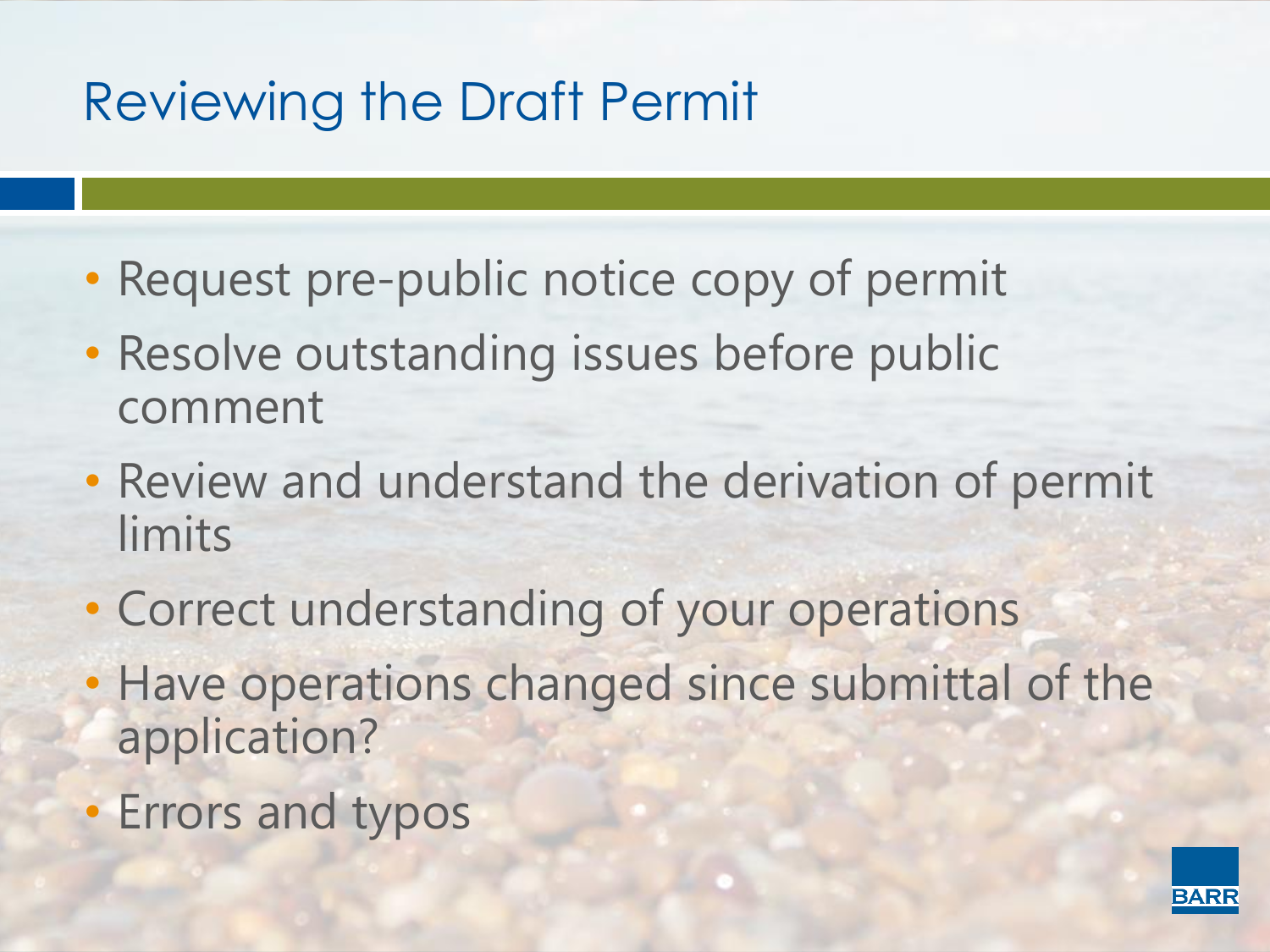# Reviewing the Draft Permit

- Request pre-public notice copy of permit
- Resolve outstanding issues before public comment
- Review and understand the derivation of permit limits
- Correct understanding of your operations
- Have operations changed since submittal of the application?
- Errors and typos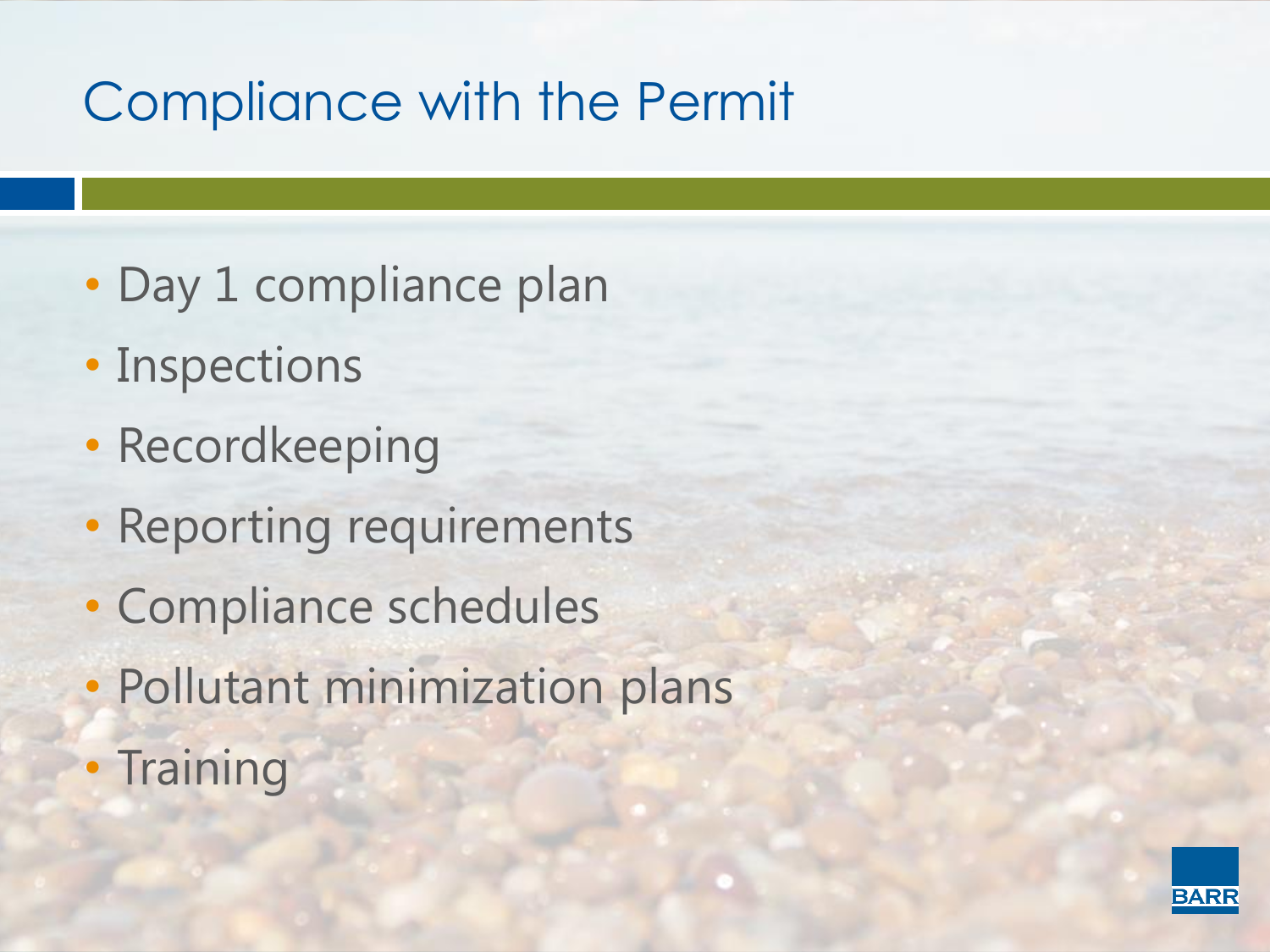# Compliance with the Permit

- Day 1 compliance plan
- Inspections
- Recordkeeping
- Reporting requirements
- Compliance schedules
- Pollutant minimization plans
- Training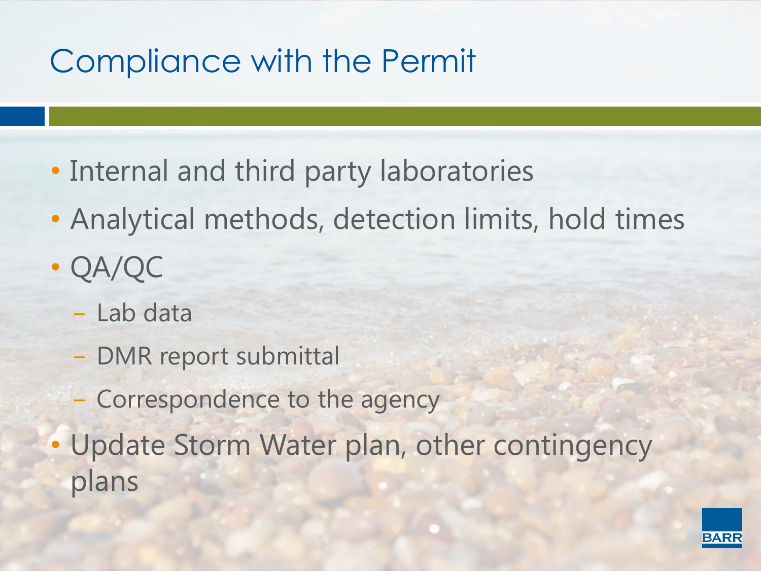# Compliance with the Permit

- Internal and third party laboratories
- Analytical methods, detection limits, hold times
- QA/QC
  - Lab data
  - DMR report submittal
  - Correspondence to the agency
- Update Storm Water plan, other contingency plans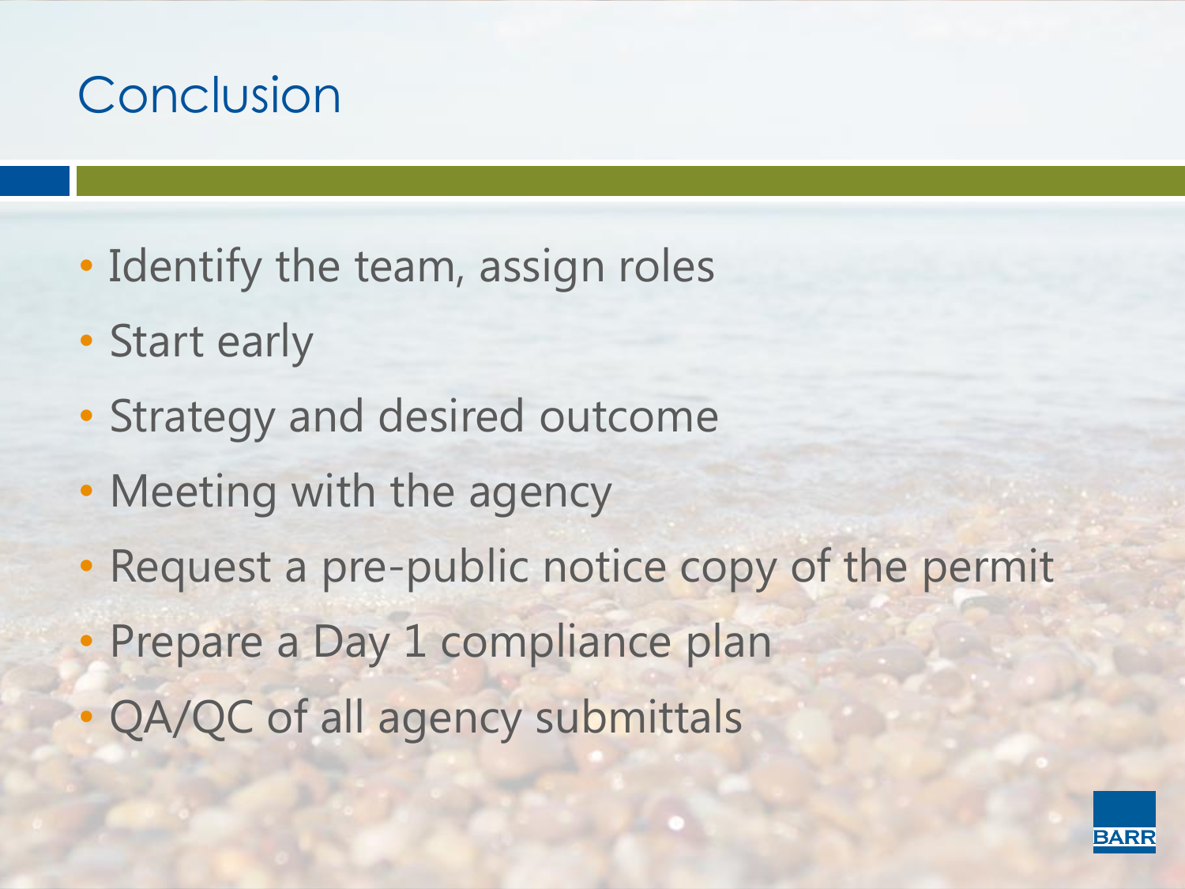# Conclusion

- Identify the team, assign roles
- Start early
- Strategy and desired outcome
- Meeting with the agency
- Request a pre-public notice copy of the permit
- Prepare a Day 1 compliance plan
- QA/QC of all agency submittals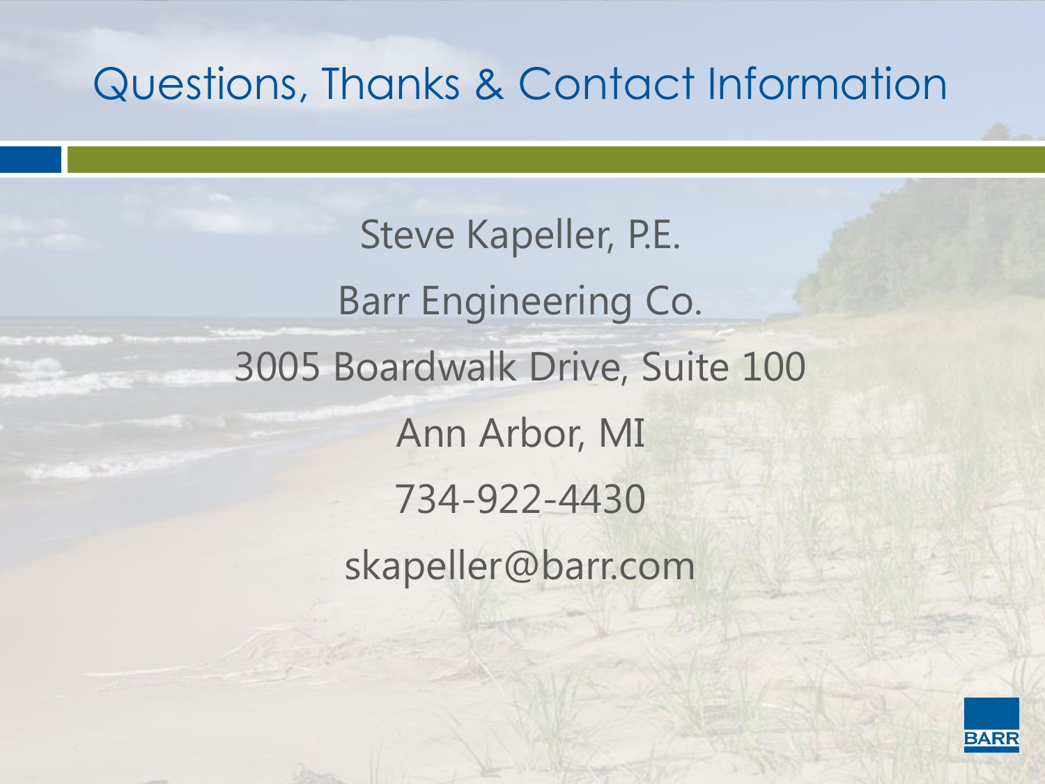# Questions, Thanks & Contact Information

Steve Kapeller, P.E.

Barr Engineering Co.

3005 Boardwalk Drive, Suite 100

Ann Arbor, MI

734-922-4430

skapeller@barr.com